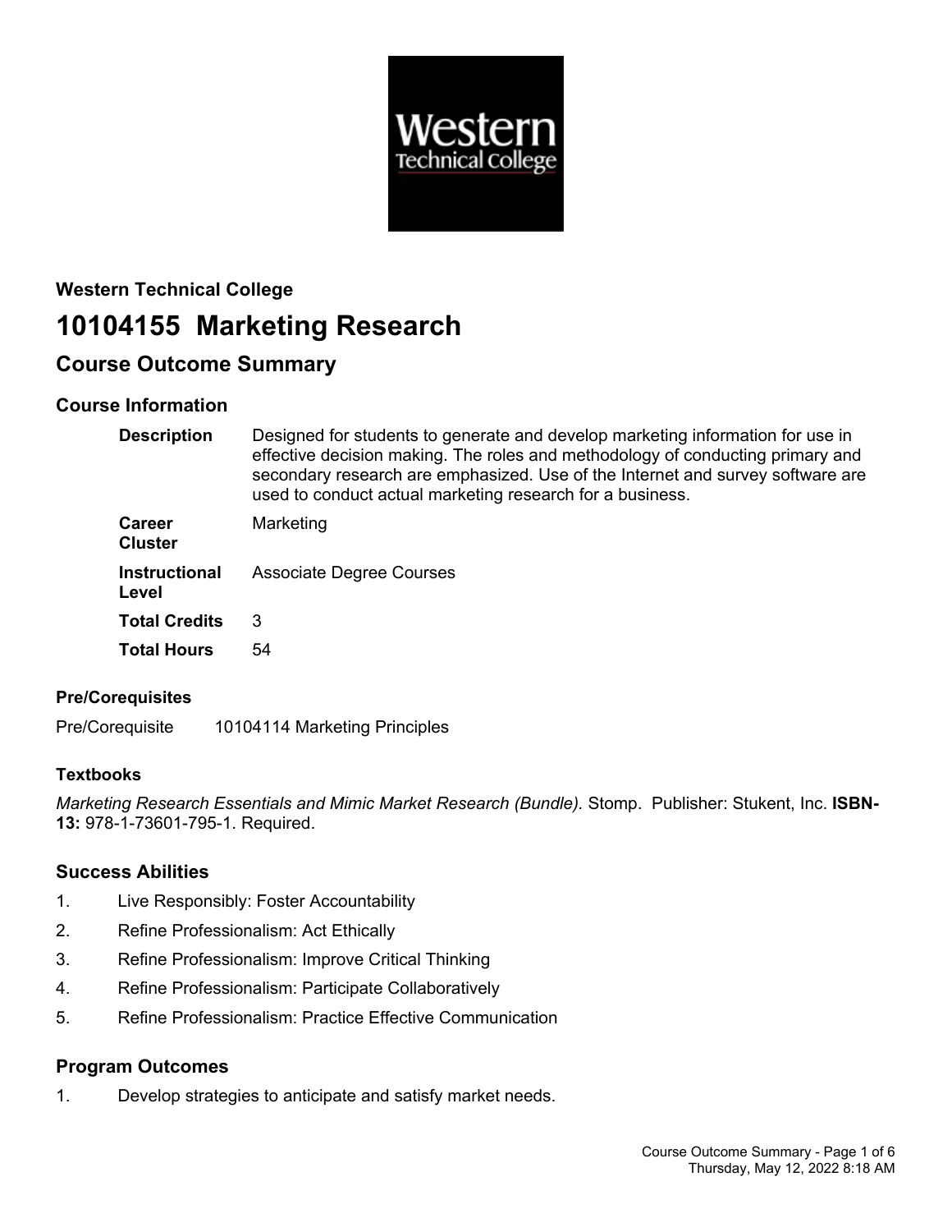**Western Technical College**

# 10104155 Marketing Research

## Course Outcome Summary

### Course Information

| | |
|---|---|
| **Description** | Designed for students to generate and develop marketing information for use in effective decision making. The roles and methodology of conducting primary and secondary research are emphasized. Use of the Internet and survey software are used to conduct actual marketing research for a business. |
| **Career Cluster** | Marketing |
| **Instructional Level** | Associate Degree Courses |
| **Total Credits** | 3 |
| **Total Hours** | 54 |

#### Pre/Corequisites

Pre/Corequisite 10104114 Marketing Principles

#### Textbooks

*Marketing Research Essentials and Mimic Market Research (Bundle).* Stomp. Publisher: Stukent, Inc. **ISBN-13:** 978-1-73601-795-1. Required.

### Success Abilities

1. Live Responsibly: Foster Accountability
2. Refine Professionalism: Act Ethically
3. Refine Professionalism: Improve Critical Thinking
4. Refine Professionalism: Participate Collaboratively
5. Refine Professionalism: Practice Effective Communication

### Program Outcomes

1. Develop strategies to anticipate and satisfy market needs.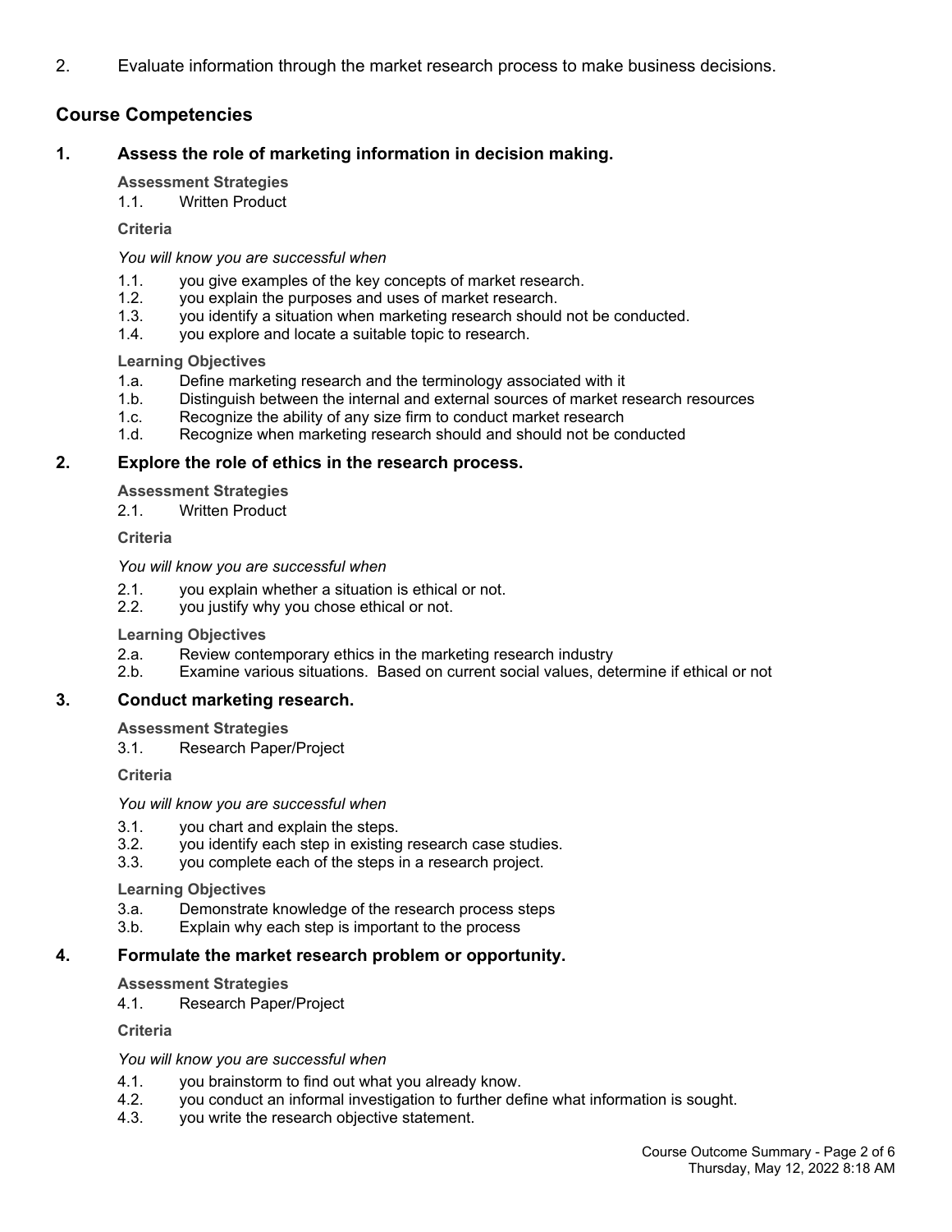2. Evaluate information through the market research process to make business decisions.

## Course Competencies

### 1. Assess the role of marketing information in decision making.

**Assessment Strategies**

1.1. Written Product

**Criteria**

*You will know you are successful when*

1.1. you give examples of the key concepts of market research.
1.2. you explain the purposes and uses of market research.
1.3. you identify a situation when marketing research should not be conducted.
1.4. you explore and locate a suitable topic to research.

**Learning Objectives**

1.a. Define marketing research and the terminology associated with it
1.b. Distinguish between the internal and external sources of market research resources
1.c. Recognize the ability of any size firm to conduct market research
1.d. Recognize when marketing research should and should not be conducted

### 2. Explore the role of ethics in the research process.

**Assessment Strategies**

2.1. Written Product

**Criteria**

*You will know you are successful when*

2.1. you explain whether a situation is ethical or not.
2.2. you justify why you chose ethical or not.

**Learning Objectives**

2.a. Review contemporary ethics in the marketing research industry
2.b. Examine various situations. Based on current social values, determine if ethical or not

### 3. Conduct marketing research.

**Assessment Strategies**

3.1. Research Paper/Project

**Criteria**

*You will know you are successful when*

3.1. you chart and explain the steps.
3.2. you identify each step in existing research case studies.
3.3. you complete each of the steps in a research project.

**Learning Objectives**

3.a. Demonstrate knowledge of the research process steps
3.b. Explain why each step is important to the process

### 4. Formulate the market research problem or opportunity.

**Assessment Strategies**

4.1. Research Paper/Project

**Criteria**

*You will know you are successful when*

4.1. you brainstorm to find out what you already know.
4.2. you conduct an informal investigation to further define what information is sought.
4.3. you write the research objective statement.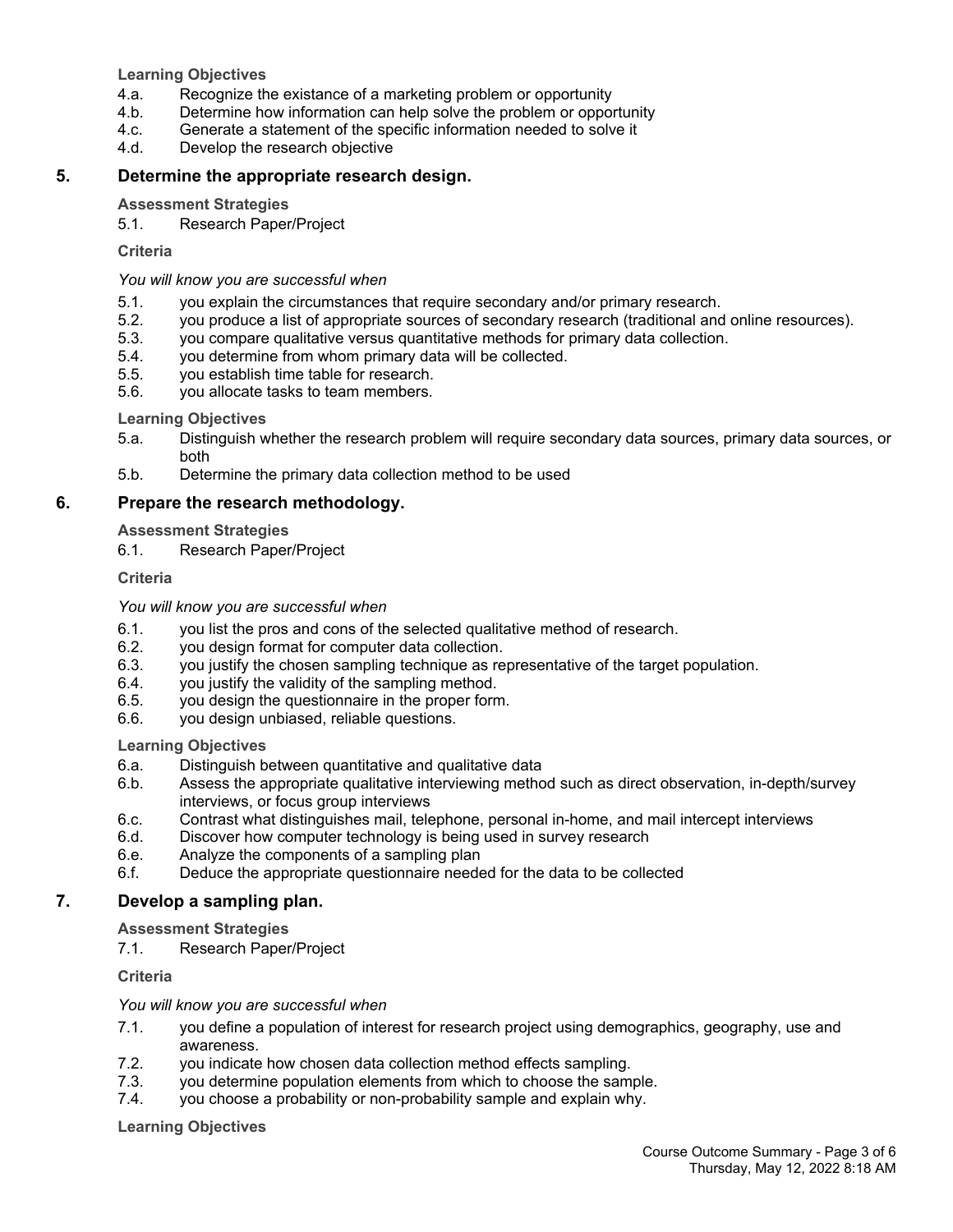**Learning Objectives**

4.a. Recognize the existance of a marketing problem or opportunity
4.b. Determine how information can help solve the problem or opportunity
4.c. Generate a statement of the specific information needed to solve it
4.d. Develop the research objective

## 5. Determine the appropriate research design.

**Assessment Strategies**

5.1. Research Paper/Project

**Criteria**

*You will know you are successful when*

5.1. you explain the circumstances that require secondary and/or primary research.
5.2. you produce a list of appropriate sources of secondary research (traditional and online resources).
5.3. you compare qualitative versus quantitative methods for primary data collection.
5.4. you determine from whom primary data will be collected.
5.5. you establish time table for research.
5.6. you allocate tasks to team members.

**Learning Objectives**

5.a. Distinguish whether the research problem will require secondary data sources, primary data sources, or both
5.b. Determine the primary data collection method to be used

## 6. Prepare the research methodology.

**Assessment Strategies**

6.1. Research Paper/Project

**Criteria**

*You will know you are successful when*

6.1. you list the pros and cons of the selected qualitative method of research.
6.2. you design format for computer data collection.
6.3. you justify the chosen sampling technique as representative of the target population.
6.4. you justify the validity of the sampling method.
6.5. you design the questionnaire in the proper form.
6.6. you design unbiased, reliable questions.

**Learning Objectives**

6.a. Distinguish between quantitative and qualitative data
6.b. Assess the appropriate qualitative interviewing method such as direct observation, in-depth/survey interviews, or focus group interviews
6.c. Contrast what distinguishes mail, telephone, personal in-home, and mail intercept interviews
6.d. Discover how computer technology is being used in survey research
6.e. Analyze the components of a sampling plan
6.f. Deduce the appropriate questionnaire needed for the data to be collected

## 7. Develop a sampling plan.

**Assessment Strategies**

7.1. Research Paper/Project

**Criteria**

*You will know you are successful when*

7.1. you define a population of interest for research project using demographics, geography, use and awareness.
7.2. you indicate how chosen data collection method effects sampling.
7.3. you determine population elements from which to choose the sample.
7.4. you choose a probability or non-probability sample and explain why.

**Learning Objectives**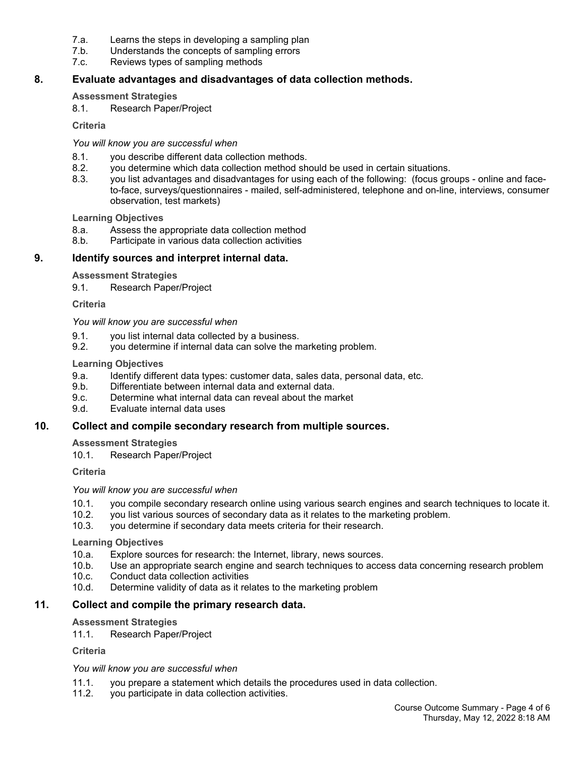7.a. Learns the steps in developing a sampling plan
7.b. Understands the concepts of sampling errors
7.c. Reviews types of sampling methods

## 8. Evaluate advantages and disadvantages of data collection methods.

**Assessment Strategies**

8.1. Research Paper/Project

**Criteria**

*You will know you are successful when*

8.1. you describe different data collection methods.
8.2. you determine which data collection method should be used in certain situations.
8.3. you list advantages and disadvantages for using each of the following: (focus groups - online and face-to-face, surveys/questionnaires - mailed, self-administered, telephone and on-line, interviews, consumer observation, test markets)

**Learning Objectives**

8.a. Assess the appropriate data collection method
8.b. Participate in various data collection activities

## 9. Identify sources and interpret internal data.

**Assessment Strategies**

9.1. Research Paper/Project

**Criteria**

*You will know you are successful when*

9.1. you list internal data collected by a business.
9.2. you determine if internal data can solve the marketing problem.

**Learning Objectives**

9.a. Identify different data types: customer data, sales data, personal data, etc.
9.b. Differentiate between internal data and external data.
9.c. Determine what internal data can reveal about the market
9.d. Evaluate internal data uses

## 10. Collect and compile secondary research from multiple sources.

**Assessment Strategies**

10.1. Research Paper/Project

**Criteria**

*You will know you are successful when*

10.1. you compile secondary research online using various search engines and search techniques to locate it.
10.2. you list various sources of secondary data as it relates to the marketing problem.
10.3. you determine if secondary data meets criteria for their research.

**Learning Objectives**

10.a. Explore sources for research: the Internet, library, news sources.
10.b. Use an appropriate search engine and search techniques to access data concerning research problem
10.c. Conduct data collection activities
10.d. Determine validity of data as it relates to the marketing problem

## 11. Collect and compile the primary research data.

**Assessment Strategies**

11.1. Research Paper/Project

**Criteria**

*You will know you are successful when*

11.1. you prepare a statement which details the procedures used in data collection.
11.2. you participate in data collection activities.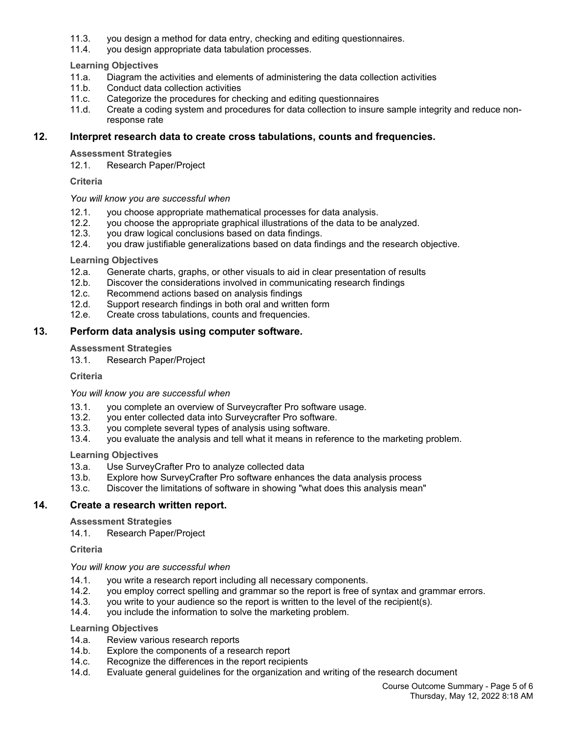11.3. you design a method for data entry, checking and editing questionnaires.
11.4. you design appropriate data tabulation processes.

**Learning Objectives**

11.a. Diagram the activities and elements of administering the data collection activities
11.b. Conduct data collection activities
11.c. Categorize the procedures for checking and editing questionnaires
11.d. Create a coding system and procedures for data collection to insure sample integrity and reduce non-response rate

## 12. Interpret research data to create cross tabulations, counts and frequencies.

**Assessment Strategies**

12.1. Research Paper/Project

**Criteria**

*You will know you are successful when*

12.1. you choose appropriate mathematical processes for data analysis.
12.2. you choose the appropriate graphical illustrations of the data to be analyzed.
12.3. you draw logical conclusions based on data findings.
12.4. you draw justifiable generalizations based on data findings and the research objective.

**Learning Objectives**

12.a. Generate charts, graphs, or other visuals to aid in clear presentation of results
12.b. Discover the considerations involved in communicating research findings
12.c. Recommend actions based on analysis findings
12.d. Support research findings in both oral and written form
12.e. Create cross tabulations, counts and frequencies.

## 13. Perform data analysis using computer software.

**Assessment Strategies**

13.1. Research Paper/Project

**Criteria**

*You will know you are successful when*

13.1. you complete an overview of Surveycrafter Pro software usage.
13.2. you enter collected data into Surveycrafter Pro software.
13.3. you complete several types of analysis using software.
13.4. you evaluate the analysis and tell what it means in reference to the marketing problem.

**Learning Objectives**

13.a. Use SurveyCrafter Pro to analyze collected data
13.b. Explore how SurveyCrafter Pro software enhances the data analysis process
13.c. Discover the limitations of software in showing "what does this analysis mean"

## 14. Create a research written report.

**Assessment Strategies**

14.1. Research Paper/Project

**Criteria**

*You will know you are successful when*

14.1. you write a research report including all necessary components.
14.2. you employ correct spelling and grammar so the report is free of syntax and grammar errors.
14.3. you write to your audience so the report is written to the level of the recipient(s).
14.4. you include the information to solve the marketing problem.

**Learning Objectives**

14.a. Review various research reports
14.b. Explore the components of a research report
14.c. Recognize the differences in the report recipients
14.d. Evaluate general guidelines for the organization and writing of the research document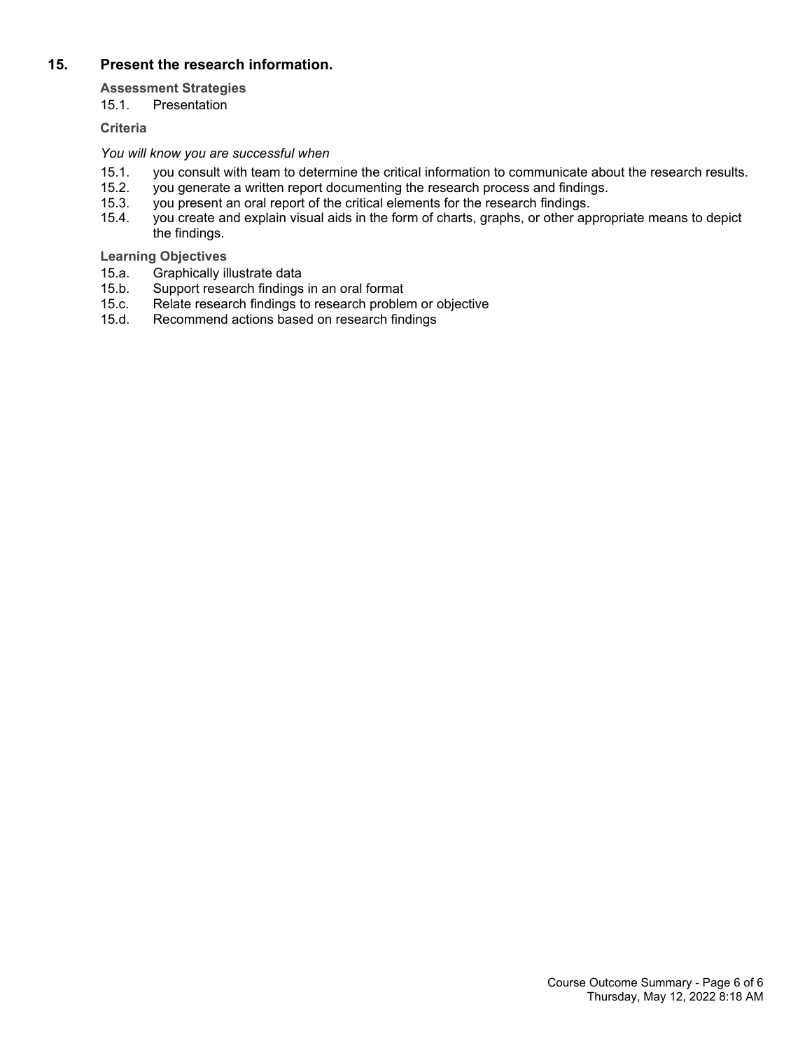## 15. Present the research information.

**Assessment Strategies**

15.1. Presentation

**Criteria**

*You will know you are successful when*

15.1. you consult with team to determine the critical information to communicate about the research results.
15.2. you generate a written report documenting the research process and findings.
15.3. you present an oral report of the critical elements for the research findings.
15.4. you create and explain visual aids in the form of charts, graphs, or other appropriate means to depict the findings.

**Learning Objectives**

15.a. Graphically illustrate data
15.b. Support research findings in an oral format
15.c. Relate research findings to research problem or objective
15.d. Recommend actions based on research findings